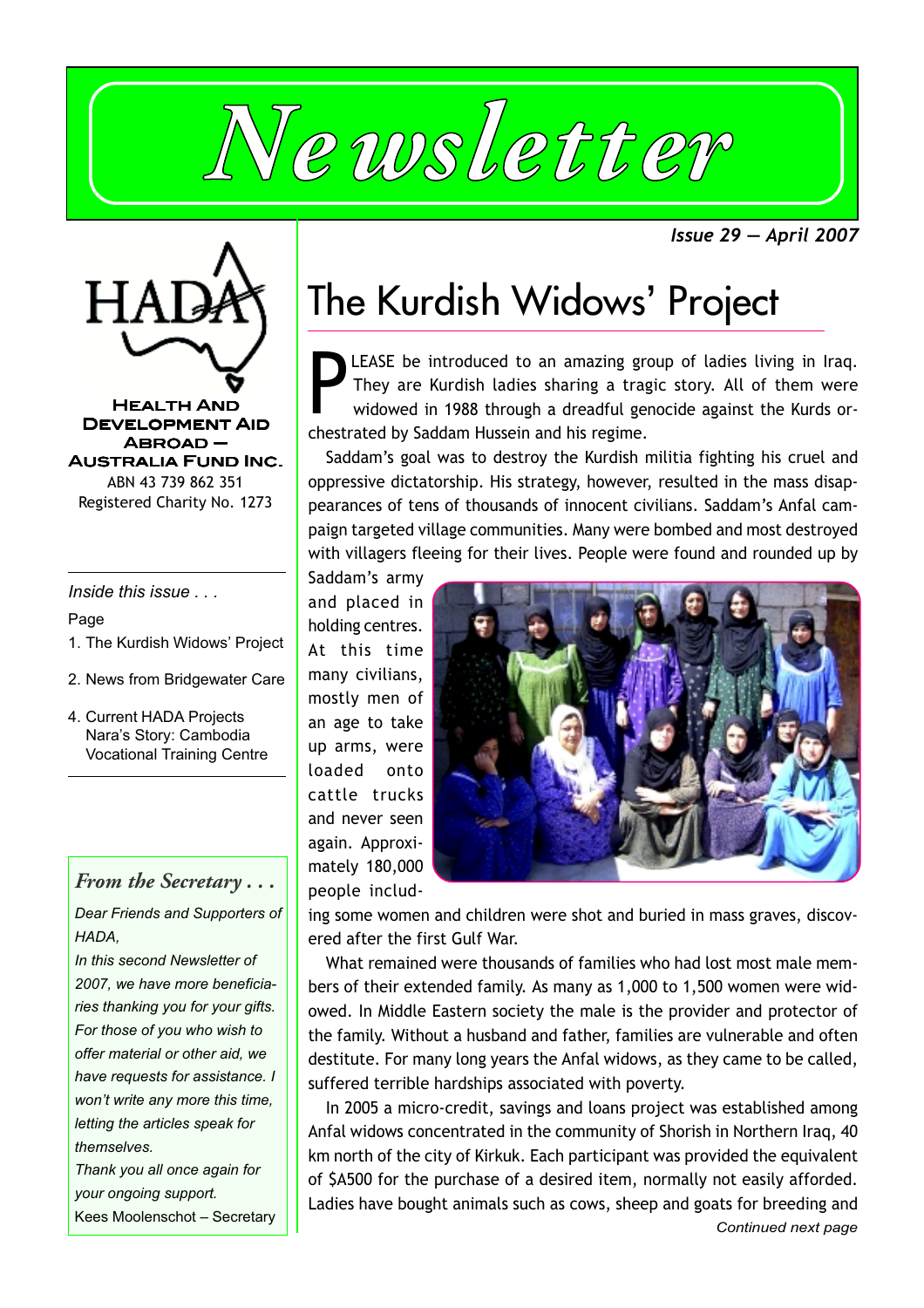# Newsletter

*Issue 29 — April 2007*

**Health And Development Aid Abroad — Australia Fund Inc.**

ABN 43 739 862 351
Registered Charity No. 1273

*Inside this issue . . .*

Page

1. The Kurdish Widows' Project
2. News from Bridgewater Care
4. Current HADA Projects
   Nara's Story: Cambodia Vocational Training Centre

## *From the Secretary . . .*

*Dear Friends and Supporters of HADA,*

*In this second Newsletter of 2007, we have more beneficiaries thanking you for your gifts. For those of you who wish to offer material or other aid, we have requests for assistance. I won't write any more this time, letting the articles speak for themselves.*

*Thank you all once again for your ongoing support.*

Kees Moolenschot – Secretary

# The Kurdish Widows' Project

PLEASE be introduced to an amazing group of ladies living in Iraq. They are Kurdish ladies sharing a tragic story. All of them were widowed in 1988 through a dreadful genocide against the Kurds orchestrated by Saddam Hussein and his regime.

Saddam's goal was to destroy the Kurdish militia fighting his cruel and oppressive dictatorship. His strategy, however, resulted in the mass disappearances of tens of thousands of innocent civilians. Saddam's Anfal campaign targeted village communities. Many were bombed and most destroyed with villagers fleeing for their lives. People were found and rounded up by Saddam's army and placed in holding centres. At this time many civilians, mostly men of an age to take up arms, were loaded onto cattle trucks and never seen again. Approximately 180,000 people including some women and children were shot and buried in mass graves, discovered after the first Gulf War.

What remained were thousands of families who had lost most male members of their extended family. As many as 1,000 to 1,500 women were widowed. In Middle Eastern society the male is the provider and protector of the family. Without a husband and father, families are vulnerable and often destitute. For many long years the Anfal widows, as they came to be called, suffered terrible hardships associated with poverty.

In 2005 a micro-credit, savings and loans project was established among Anfal widows concentrated in the community of Shorish in Northern Iraq, 40 km north of the city of Kirkuk. Each participant was provided the equivalent of $A500 for the purchase of a desired item, normally not easily afforded. Ladies have bought animals such as cows, sheep and goats for breeding and

*Continued next page*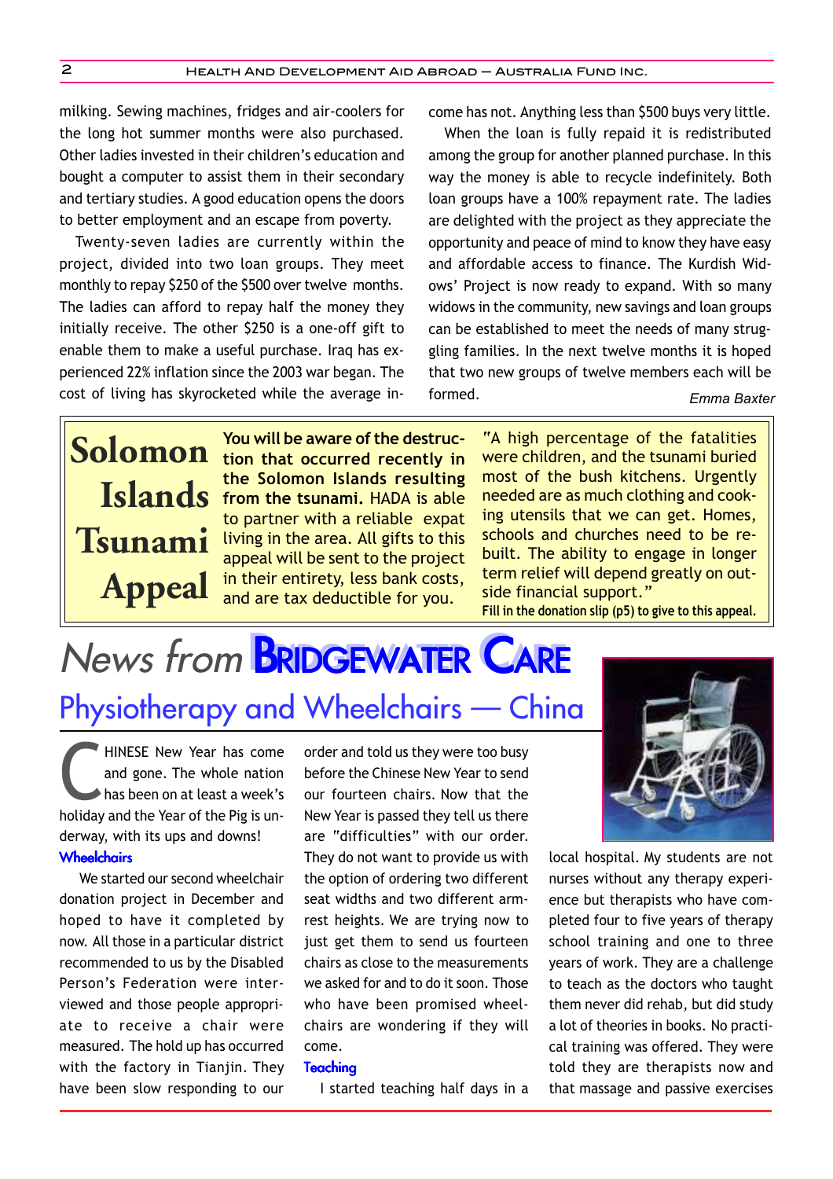milking. Sewing machines, fridges and air-coolers for the long hot summer months were also purchased. Other ladies invested in their children's education and bought a computer to assist them in their secondary and tertiary studies. A good education opens the doors to better employment and an escape from poverty.

Twenty-seven ladies are currently within the project, divided into two loan groups. They meet monthly to repay $250 of the $500 over twelve months. The ladies can afford to repay half the money they initially receive. The other $250 is a one-off gift to enable them to make a useful purchase. Iraq has experienced 22% inflation since the 2003 war began. The cost of living has skyrocketed while the average income has not. Anything less than $500 buys very little.

When the loan is fully repaid it is redistributed among the group for another planned purchase. In this way the money is able to recycle indefinitely. Both loan groups have a 100% repayment rate. The ladies are delighted with the project as they appreciate the opportunity and peace of mind to know they have easy and affordable access to finance. The Kurdish Widows' Project is now ready to expand. With so many widows in the community, new savings and loan groups can be established to meet the needs of many struggling families. In the next twelve months it is hoped that two new groups of twelve members each will be formed.

*Emma Baxter*

# Solomon Islands Tsunami Appeal

**You will be aware of the destruction that occurred recently in the Solomon Islands resulting from the tsunami.** HADA is able to partner with a reliable expat living in the area. All gifts to this appeal will be sent to the project in their entirety, less bank costs, and are tax deductible for you.

"A high percentage of the fatalities were children, and the tsunami buried most of the bush kitchens. Urgently needed are as much clothing and cooking utensils that we can get. Homes, schools and churches need to be rebuilt. The ability to engage in longer term relief will depend greatly on outside financial support."

**Fill in the donation slip (p5) to give to this appeal.**

# *News from* Bridgewater Care

## Physiotherapy and Wheelchairs — China

CHINESE New Year has come and gone. The whole nation has been on at least a week's holiday and the Year of the Pig is underway, with its ups and downs!

### Wheelchairs

We started our second wheelchair donation project in December and hoped to have it completed by now. All those in a particular district recommended to us by the Disabled Person's Federation were interviewed and those people appropriate to receive a chair were measured. The hold up has occurred with the factory in Tianjin. They have been slow responding to our order and told us they were too busy before the Chinese New Year to send our fourteen chairs. Now that the New Year is passed they tell us there are "difficulties" with our order. They do not want to provide us with the option of ordering two different seat widths and two different armrest heights. We are trying now to just get them to send us fourteen chairs as close to the measurements we asked for and to do it soon. Those who have been promised wheelchairs are wondering if they will come.

### Teaching

I started teaching half days in a local hospital. My students are not nurses without any therapy experience but therapists who have completed four to five years of therapy school training and one to three years of work. They are a challenge to teach as the doctors who taught them never did rehab, but did study a lot of theories in books. No practical training was offered. They were told they are therapists now and that massage and passive exercises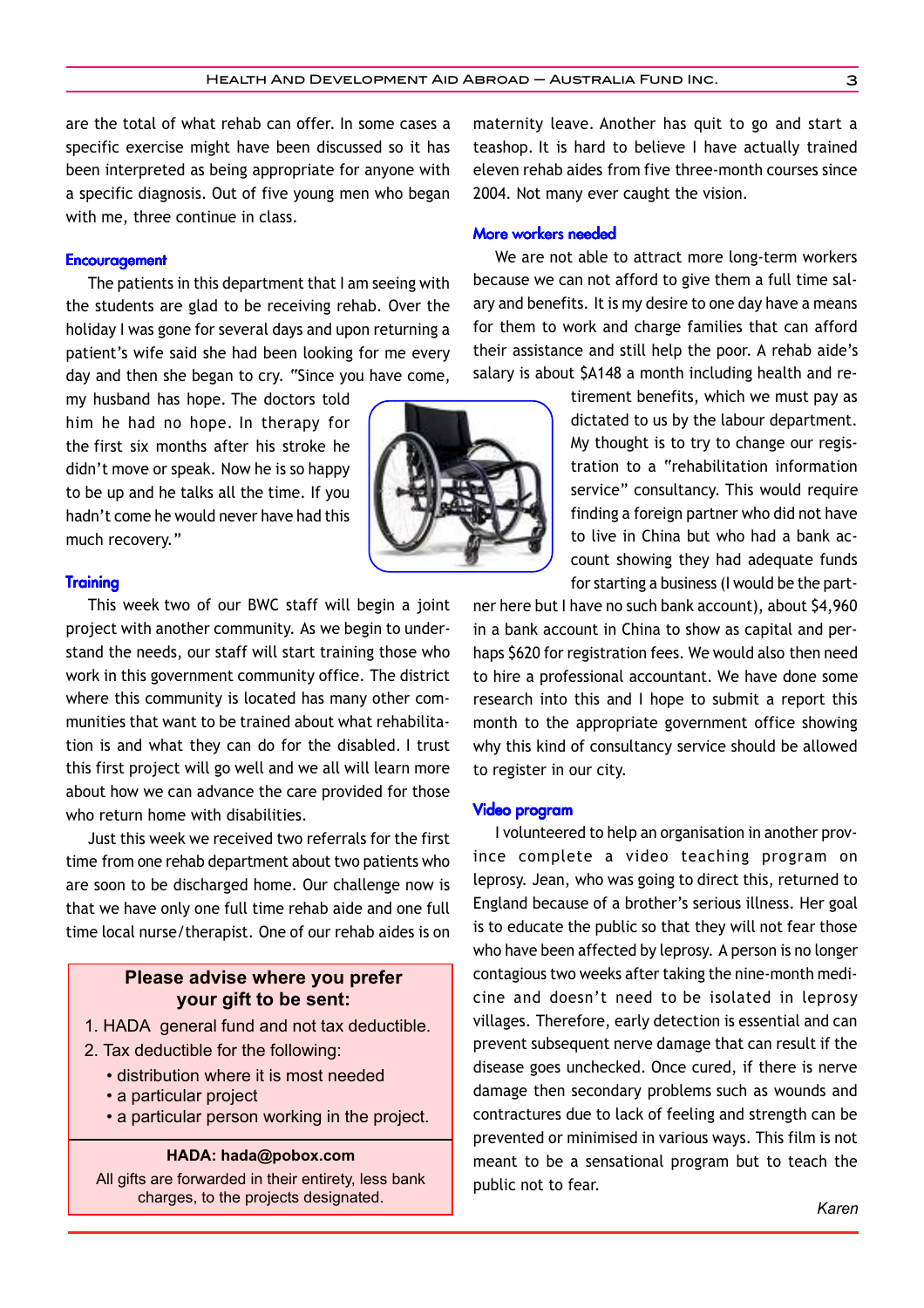are the total of what rehab can offer. In some cases a specific exercise might have been discussed so it has been interpreted as being appropriate for anyone with a specific diagnosis. Out of five young men who began with me, three continue in class.

### Encouragement

The patients in this department that I am seeing with the students are glad to be receiving rehab. Over the holiday I was gone for several days and upon returning a patient's wife said she had been looking for me every day and then she began to cry. "Since you have come, my husband has hope. The doctors told him he had no hope. In therapy for the first six months after his stroke he didn't move or speak. Now he is so happy to be up and he talks all the time. If you hadn't come he would never have had this much recovery."

### Training

This week two of our BWC staff will begin a joint project with another community. As we begin to understand the needs, our staff will start training those who work in this government community office. The district where this community is located has many other communities that want to be trained about what rehabilitation is and what they can do for the disabled. I trust this first project will go well and we all will learn more about how we can advance the care provided for those who return home with disabilities.

Just this week we received two referrals for the first time from one rehab department about two patients who are soon to be discharged home. Our challenge now is that we have only one full time rehab aide and one full time local nurse/therapist. One of our rehab aides is on maternity leave. Another has quit to go and start a teashop. It is hard to believe I have actually trained eleven rehab aides from five three-month courses since 2004. Not many ever caught the vision.

**Please advise where you prefer your gift to be sent:**

1. HADA general fund and not tax deductible.
2. Tax deductible for the following:
   - distribution where it is most needed
   - a particular project
   - a particular person working in the project.

**HADA: hada@pobox.com**

All gifts are forwarded in their entirety, less bank charges, to the projects designated.

### More workers needed

We are not able to attract more long-term workers because we can not afford to give them a full time salary and benefits. It is my desire to one day have a means for them to work and charge families that can afford their assistance and still help the poor. A rehab aide's salary is about $A148 a month including health and retirement benefits, which we must pay as dictated to us by the labour department. My thought is to try to change our registration to a "rehabilitation information service" consultancy. This would require finding a foreign partner who did not have to live in China but who had a bank account showing they had adequate funds for starting a business (I would be the partner here but I have no such bank account), about $4,960 in a bank account in China to show as capital and perhaps $620 for registration fees. We would also then need to hire a professional accountant. We have done some research into this and I hope to submit a report this month to the appropriate government office showing why this kind of consultancy service should be allowed to register in our city.

### Video program

I volunteered to help an organisation in another province complete a video teaching program on leprosy. Jean, who was going to direct this, returned to England because of a brother's serious illness. Her goal is to educate the public so that they will not fear those who have been affected by leprosy. A person is no longer contagious two weeks after taking the nine-month medicine and doesn't need to be isolated in leprosy villages. Therefore, early detection is essential and can prevent subsequent nerve damage that can result if the disease goes unchecked. Once cured, if there is nerve damage then secondary problems such as wounds and contractures due to lack of feeling and strength can be prevented or minimised in various ways. This film is not meant to be a sensational program but to teach the public not to fear.

*Karen*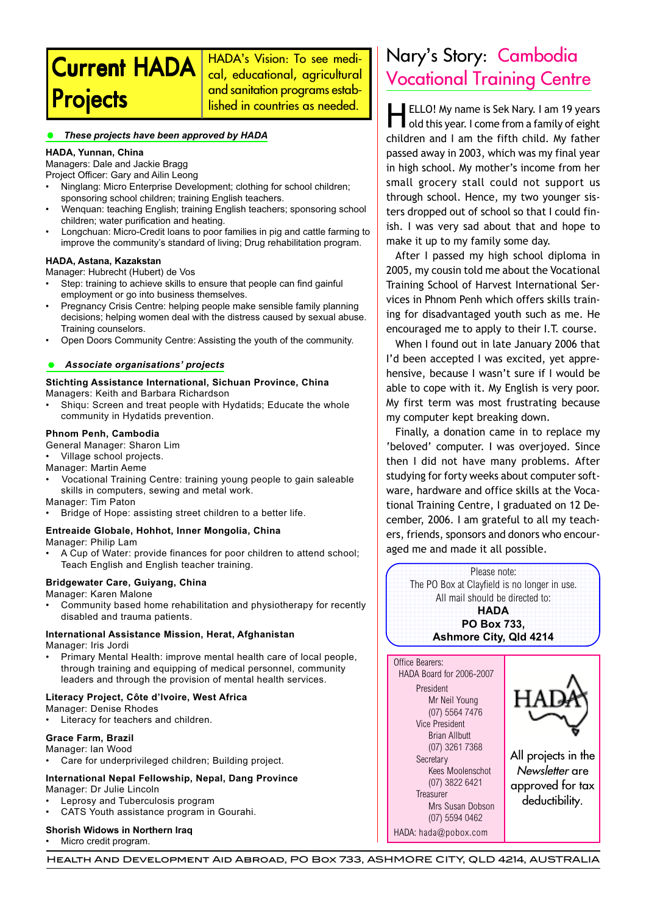# Current HADA Projects

HADA's Vision: To see medical, educational, agricultural and sanitation programs established in countries as needed.

***These projects have been approved by HADA***

**HADA, Yunnan, China**
Managers: Dale and Jackie Bragg
Project Officer: Gary and Ailin Leong

- Ninglang: Micro Enterprise Development; clothing for school children; sponsoring school children; training English teachers.
- Wenquan: teaching English; training English teachers; sponsoring school children; water purification and heating.
- Longchuan: Micro-Credit loans to poor families in pig and cattle farming to improve the community's standard of living; Drug rehabilitation program.

**HADA, Astana, Kazakstan**
Manager: Hubrecht (Hubert) de Vos

- Step: training to achieve skills to ensure that people can find gainful employment or go into business themselves.
- Pregnancy Crisis Centre: helping people make sensible family planning decisions; helping women deal with the distress caused by sexual abuse. Training counselors.
- Open Doors Community Centre: Assisting the youth of the community.

***Associate organisations' projects***

**Stichting Assistance International, Sichuan Province, China**
Managers: Keith and Barbara Richardson

- Shiqu: Screen and treat people with Hydatids; Educate the whole community in Hydatids prevention.

**Phnom Penh, Cambodia**
General Manager: Sharon Lim

- Village school projects.

Manager: Martin Aeme

- Vocational Training Centre: training young people to gain saleable skills in computers, sewing and metal work.

Manager: Tim Paton

- Bridge of Hope: assisting street children to a better life.

**Entreaide Globale, Hohhot, Inner Mongolia, China**
Manager: Philip Lam

- A Cup of Water: provide finances for poor children to attend school; Teach English and English teacher training.

**Bridgewater Care, Guiyang, China**
Manager: Karen Malone

- Community based home rehabilitation and physiotherapy for recently disabled and trauma patients.

**International Assistance Mission, Herat, Afghanistan**
Manager: Iris Jordi

- Primary Mental Health: improve mental health care of local people, through training and equipping of medical personnel, community leaders and through the provision of mental health services.

**Literacy Project, Côte d'Ivoire, West Africa**
Manager: Denise Rhodes

- Literacy for teachers and children.

**Grace Farm, Brazil**
Manager: Ian Wood

- Care for underprivileged children; Building project.

**International Nepal Fellowship, Nepal, Dang Province**
Manager: Dr Julie Lincoln

- Leprosy and Tuberculosis program
- CATS Youth assistance program in Gourahi.

**Shorish Widows in Northern Iraq**

- Micro credit program.

# Nary's Story: Cambodia Vocational Training Centre

HELLO! My name is Sek Nary. I am 19 years old this year. I come from a family of eight children and I am the fifth child. My father passed away in 2003, which was my final year in high school. My mother's income from her small grocery stall could not support us through school. Hence, my two younger sisters dropped out of school so that I could finish. I was very sad about that and hope to make it up to my family some day.

After I passed my high school diploma in 2005, my cousin told me about the Vocational Training School of Harvest International Services in Phnom Penh which offers skills training for disadvantaged youth such as me. He encouraged me to apply to their I.T. course.

When I found out in late January 2006 that I'd been accepted I was excited, yet apprehensive, because I wasn't sure if I would be able to cope with it. My English is very poor. My first term was most frustrating because my computer kept breaking down.

Finally, a donation came in to replace my 'beloved' computer. I was overjoyed. Since then I did not have many problems. After studying for forty weeks about computer software, hardware and office skills at the Vocational Training Centre, I graduated on 12 December, 2006. I am grateful to all my teachers, friends, sponsors and donors who encouraged me and made it all possible.

Please note:
The PO Box at Clayfield is no longer in use.
All mail should be directed to:
**HADA**
**PO Box 733,**
**Ashmore City, Qld 4214**

Office Bearers:
HADA Board for 2006-2007

President
Mr Neil Young
(07) 5564 7476

Vice President
Brian Allbutt
(07) 3261 7368

Secretary
Kees Moolenschot
(07) 3822 6421

Treasurer
Mrs Susan Dobson
(07) 5594 0462

HADA: hada@pobox.com

HADA

All projects in the *Newsletter* are approved for tax deductibility.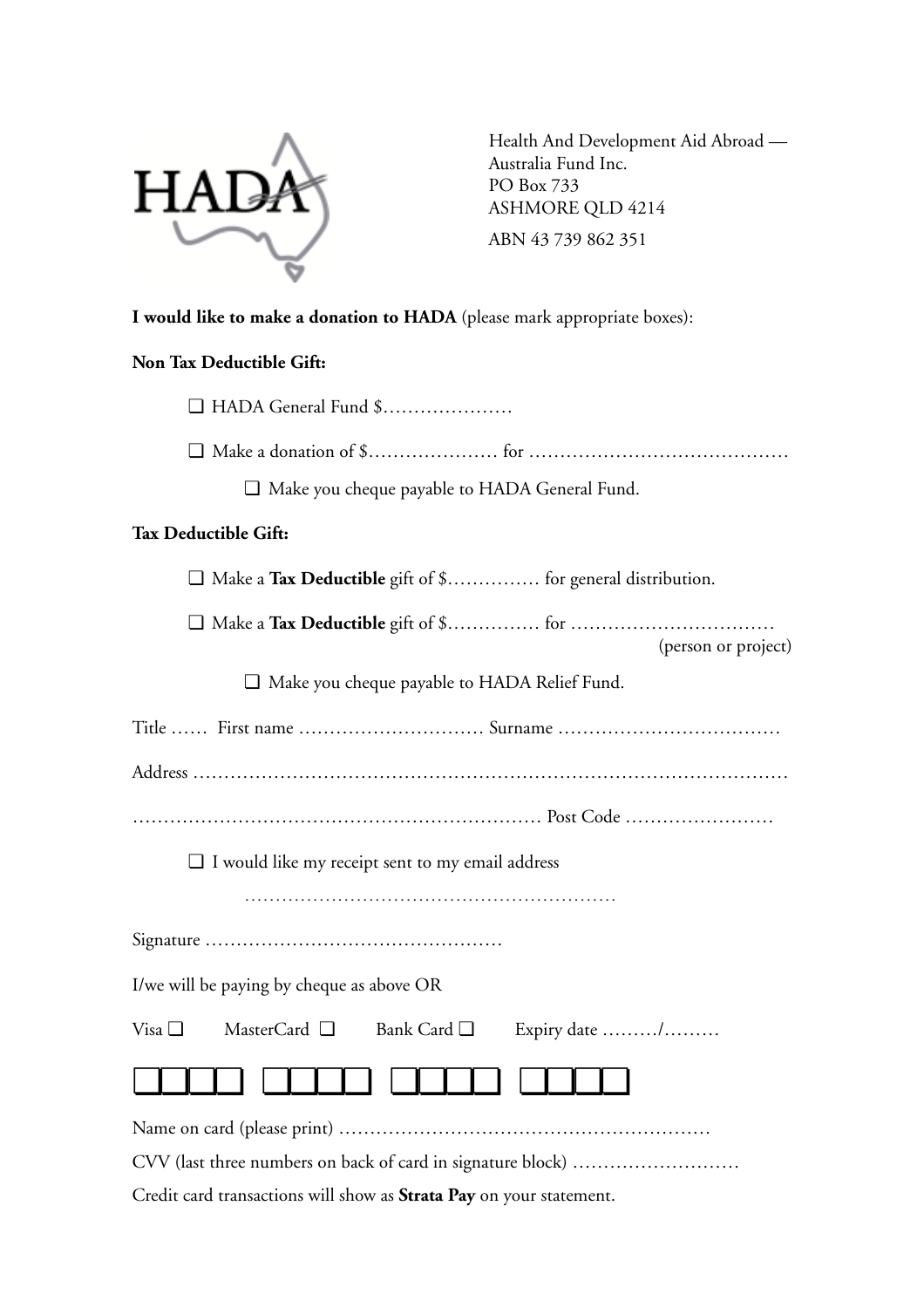HADA

Health And Development Aid Abroad — Australia Fund Inc.
PO Box 733
ASHMORE QLD 4214

ABN 43 739 862 351

**I would like to make a donation to HADA** (please mark appropriate boxes):

**Non Tax Deductible Gift:**

❑ HADA General Fund $…………………

❑ Make a donation of $………………… for ……………………………………

❑ Make you cheque payable to HADA General Fund.

**Tax Deductible Gift:**

❑ Make a **Tax Deductible** gift of $…………… for general distribution.

❑ Make a **Tax Deductible** gift of $…………… for …………………………… (person or project)

❑ Make you cheque payable to HADA Relief Fund.

Title …… First name ………………………… Surname ………………………………

Address ………………………………………………………………………………

………………………………………………………… Post Code ……………………

❑ I would like my receipt sent to my email address

……………………………………………………

Signature …………………………………………

I/we will be paying by cheque as above OR

Visa ❑ MasterCard ❑ Bank Card ❑ Expiry date ………/………

❑❑❑❑ ❑❑❑❑ ❑❑❑❑ ❑❑❑❑

Name on card (please print) ……………………………………………………

CVV (last three numbers on back of card in signature block) ………………………

Credit card transactions will show as **Strata Pay** on your statement.